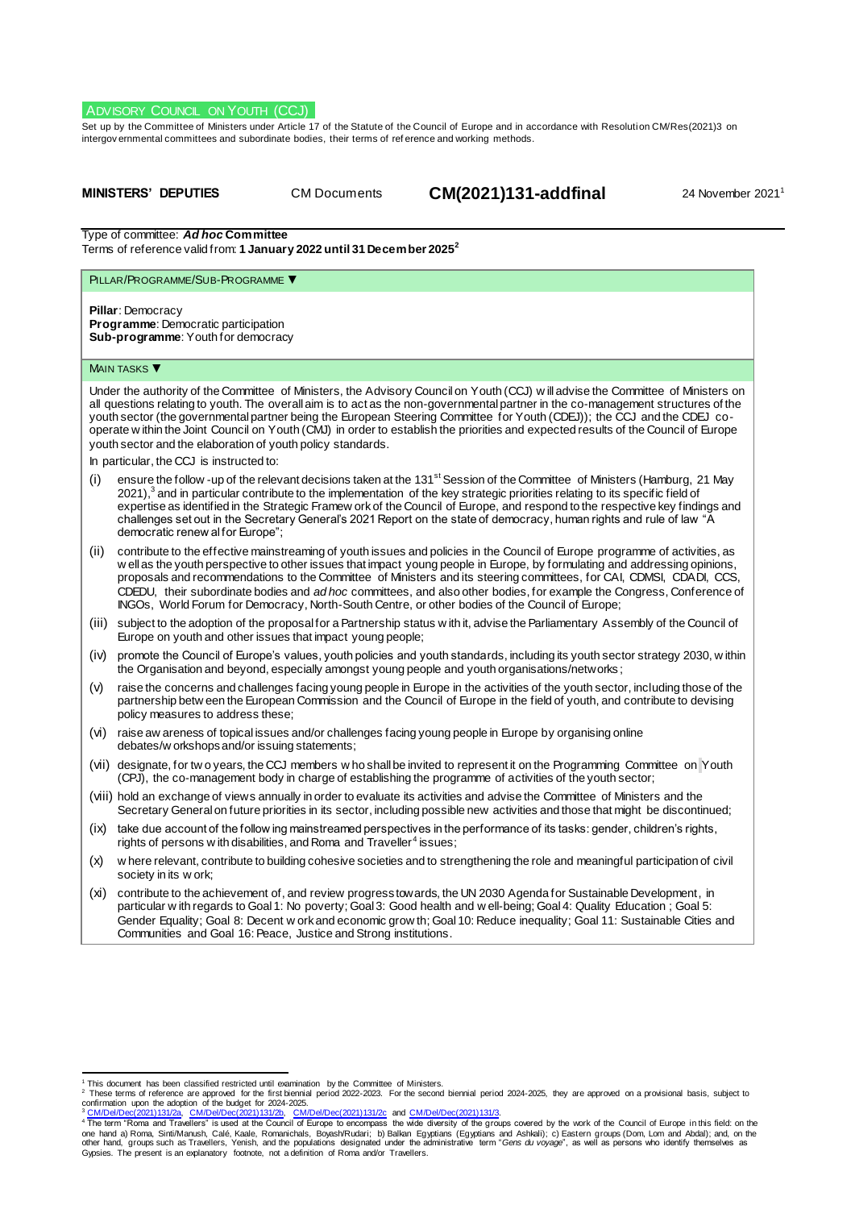ADVISORY COUNCIL ON YOUTH (CCJ)

Set up by the Committee of Ministers under Article 17 of the Statute of the Council of Europe and in accordance with Resolution CM/Res(2021)3 on intergovernmental committees and subordinate bodies, their terms of reference and working methods.

**MINISTERS' DEPUTIES** CM Documents **CM(2021)131-addfinal** 24 November 2021[1]

Type of committee: ***Ad hoc* Committee**

Terms of reference valid from: **1 January 2022 until 31 December 2025**[2]

PILLAR/PROGRAMME/SUB-PROGRAMME ▼

**Pillar**: Democracy
**Programme**: Democratic participation
**Sub-programme**: Youth for democracy

MAIN TASKS ▼

Under the authority of the Committee of Ministers, the Advisory Council on Youth (CCJ) will advise the Committee of Ministers on all questions relating to youth. The overall aim is to act as the non-governmental partner in the co-management structures of the youth sector (the governmental partner being the European Steering Committee for Youth (CDEJ)); the CCJ and the CDEJ co-operate within the Joint Council on Youth (CMJ) in order to establish the priorities and expected results of the Council of Europe youth sector and the elaboration of youth policy standards.

In particular, the CCJ is instructed to:

(i) ensure the follow-up of the relevant decisions taken at the 131st Session of the Committee of Ministers (Hamburg, 21 May 2021),[3] and in particular contribute to the implementation of the key strategic priorities relating to its specific field of expertise as identified in the Strategic Framework of the Council of Europe, and respond to the respective key findings and challenges set out in the Secretary General's 2021 Report on the state of democracy, human rights and rule of law "A democratic renewal for Europe";

(ii) contribute to the effective mainstreaming of youth issues and policies in the Council of Europe programme of activities, as well as the youth perspective to other issues that impact young people in Europe, by formulating and addressing opinions, proposals and recommendations to the Committee of Ministers and its steering committees, for CAI, CDMSI, CDADI, CCS, CDEDU, their subordinate bodies and *ad hoc* committees, and also other bodies, for example the Congress, Conference of INGOs, World Forum for Democracy, North-South Centre, or other bodies of the Council of Europe;

(iii) subject to the adoption of the proposal for a Partnership status with it, advise the Parliamentary Assembly of the Council of Europe on youth and other issues that impact young people;

(iv) promote the Council of Europe's values, youth policies and youth standards, including its youth sector strategy 2030, within the Organisation and beyond, especially amongst young people and youth organisations/networks;

(v) raise the concerns and challenges facing young people in Europe in the activities of the youth sector, including those of the partnership between the European Commission and the Council of Europe in the field of youth, and contribute to devising policy measures to address these;

(vi) raise awareness of topical issues and/or challenges facing young people in Europe by organising online debates/workshops and/or issuing statements;

(vii) designate, for two years, the CCJ members who shall be invited to represent it on the Programming Committee on Youth (CPJ), the co-management body in charge of establishing the programme of activities of the youth sector;

(viii) hold an exchange of views annually in order to evaluate its activities and advise the Committee of Ministers and the Secretary General on future priorities in its sector, including possible new activities and those that might be discontinued;

(ix) take due account of the following mainstreamed perspectives in the performance of its tasks: gender, children's rights, rights of persons with disabilities, and Roma and Traveller[4] issues;

(x) where relevant, contribute to building cohesive societies and to strengthening the role and meaningful participation of civil society in its work;

(xi) contribute to the achievement of, and review progress towards, the UN 2030 Agenda for Sustainable Development, in particular with regards to Goal 1: No poverty; Goal 3: Good health and well-being; Goal 4: Quality Education ; Goal 5: Gender Equality; Goal 8: Decent work and economic growth; Goal 10: Reduce inequality; Goal 11: Sustainable Cities and Communities and Goal 16: Peace, Justice and Strong institutions.

---

[1] This document has been classified restricted until examination by the Committee of Ministers.

[2] These terms of reference are approved for the first biennial period 2022-2023. For the second biennial period 2024-2025, they are approved on a provisional basis, subject to confirmation upon the adoption of the budget for 2024-2025.

[3] CM/Del/Dec(2021)131/2a, CM/Del/Dec(2021)131/2b, CM/Del/Dec(2021)131/2c and CM/Del/Dec(2021)131/3.

[4] The term "Roma and Travellers" is used at the Council of Europe to encompass the wide diversity of the groups covered by the work of the Council of Europe in this field: on the one hand a) Roma, Sinti/Manush, Calé, Kaale, Romanichals, Boyash/Rudari; b) Balkan Egyptians (Egyptians and Ashkali); c) Eastern groups (Dom, Lom and Abdal); and, on the other hand, groups such as Travellers, Yenish, and the populations designated under the administrative term "*Gens du voyage*", as well as persons who identify themselves as Gypsies. The present is an explanatory footnote, not a definition of Roma and/or Travellers.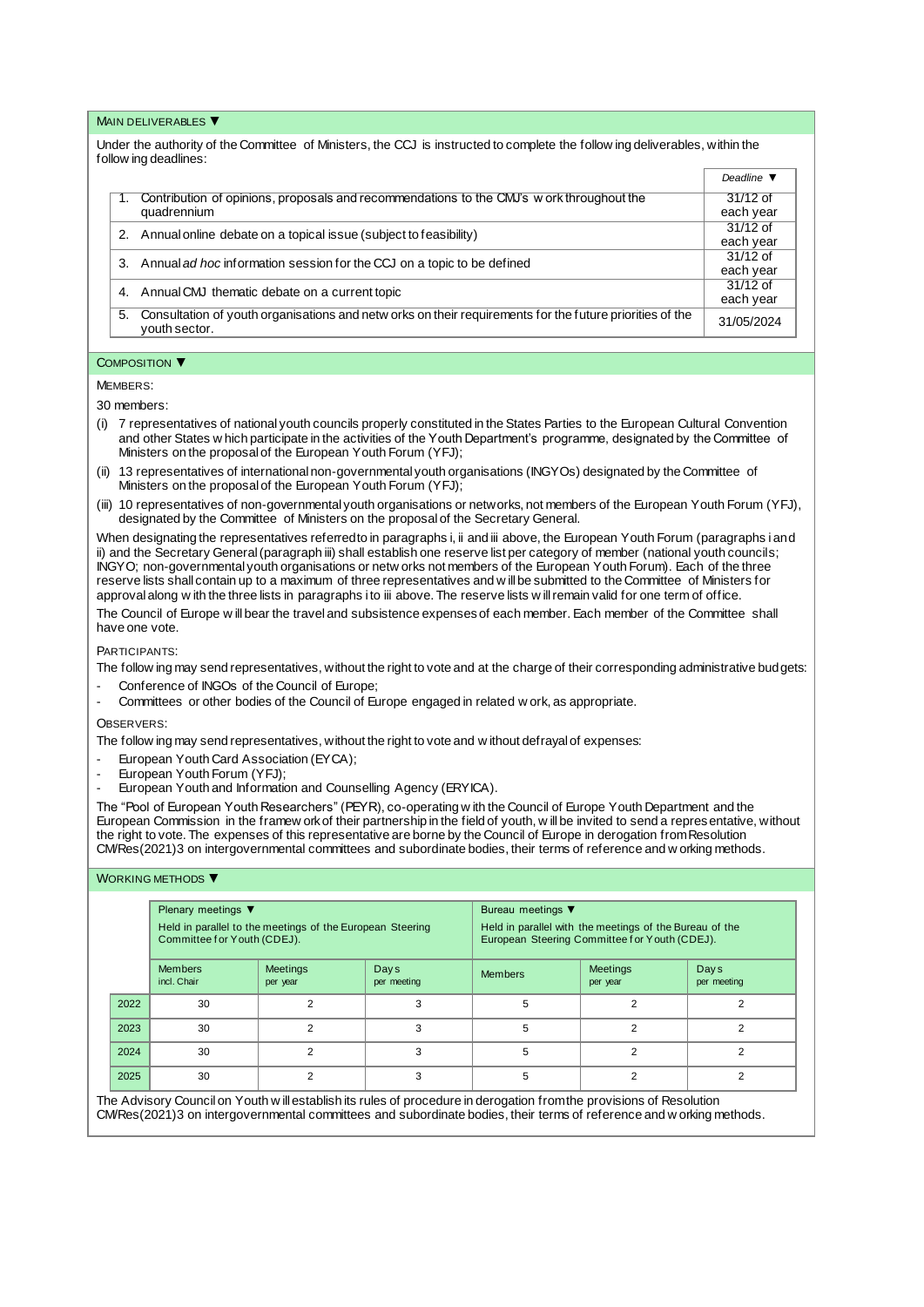## MAIN DELIVERABLES ▼

Under the authority of the Committee of Ministers, the CCJ is instructed to complete the following deliverables, within the following deadlines:

| | Deadline ▼ |
|---|---|
| 1. Contribution of opinions, proposals and recommendations to the CMJ's work throughout the quadrennium | 31/12 of each year |
| 2. Annual online debate on a topical issue (subject to feasibility) | 31/12 of each year |
| 3. Annual *ad hoc* information session for the CCJ on a topic to be defined | 31/12 of each year |
| 4. Annual CMJ thematic debate on a current topic | 31/12 of each year |
| 5. Consultation of youth organisations and networks on their requirements for the future priorities of the youth sector. | 31/05/2024 |

## COMPOSITION ▼

MEMBERS:

30 members:

(i) 7 representatives of national youth councils properly constituted in the States Parties to the European Cultural Convention and other States which participate in the activities of the Youth Department's programme, designated by the Committee of Ministers on the proposal of the European Youth Forum (YFJ);

(ii) 13 representatives of international non-governmental youth organisations (INGYOs) designated by the Committee of Ministers on the proposal of the European Youth Forum (YFJ);

(iii) 10 representatives of non-governmental youth organisations or networks, not members of the European Youth Forum (YFJ), designated by the Committee of Ministers on the proposal of the Secretary General.

When designating the representatives referred to in paragraphs i, ii and iii above, the European Youth Forum (paragraphs i and ii) and the Secretary General (paragraph iii) shall establish one reserve list per category of member (national youth councils; INGYO; non-governmental youth organisations or networks not members of the European Youth Forum). Each of the three reserve lists shall contain up to a maximum of three representatives and will be submitted to the Committee of Ministers for approval along with the three lists in paragraphs i to iii above. The reserve lists will remain valid for one term of office.

The Council of Europe will bear the travel and subsistence expenses of each member. Each member of the Committee shall have one vote.

PARTICIPANTS:

The following may send representatives, without the right to vote and at the charge of their corresponding administrative budgets:

- Conference of INGOs of the Council of Europe;
- Committees or other bodies of the Council of Europe engaged in related work, as appropriate.

OBSERVERS:

The following may send representatives, without the right to vote and without defrayal of expenses:

- European Youth Card Association (EYCA);
- European Youth Forum (YFJ);
- European Youth and Information and Counselling Agency (ERYICA).

The "Pool of European Youth Researchers" (PEYR), co-operating with the Council of Europe Youth Department and the European Commission in the framework of their partnership in the field of youth, will be invited to send a representative, without the right to vote. The expenses of this representative are borne by the Council of Europe in derogation from Resolution CM/Res(2021)3 on intergovernmental committees and subordinate bodies, their terms of reference and working methods.

## WORKING METHODS ▼

| | Plenary meetings ▼ Held in parallel to the meetings of the European Steering Committee for Youth (CDEJ). | | | Bureau meetings ▼ Held in parallel with the meetings of the Bureau of the European Steering Committee for Youth (CDEJ). | | |
|---|---|---|---|---|---|---|
| | Members incl. Chair | Meetings per year | Days per meeting | Members | Meetings per year | Days per meeting |
| 2022 | 30 | 2 | 3 | 5 | 2 | 2 |
| 2023 | 30 | 2 | 3 | 5 | 2 | 2 |
| 2024 | 30 | 2 | 3 | 5 | 2 | 2 |
| 2025 | 30 | 2 | 3 | 5 | 2 | 2 |

The Advisory Council on Youth will establish its rules of procedure in derogation from the provisions of Resolution CM/Res(2021)3 on intergovernmental committees and subordinate bodies, their terms of reference and working methods.